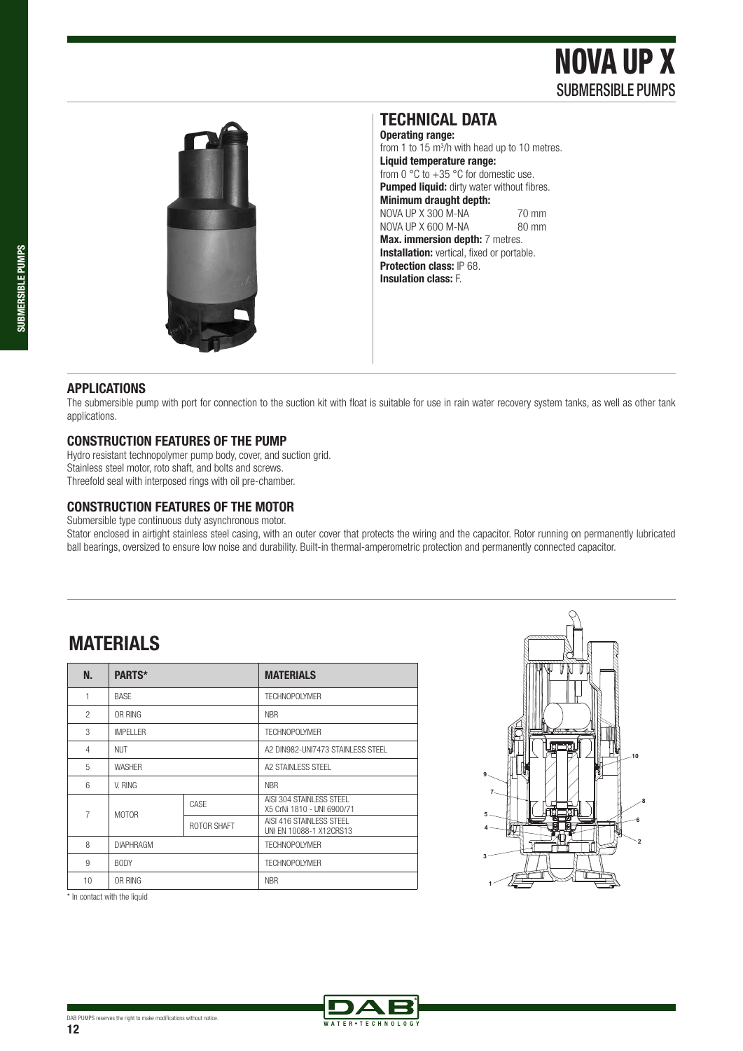# NOVA UP X

## SUBMERSIBLE PUMPS

## TECHNICAL DATA

**Operating range:**
from 1 to 15 $m^3/h$ with head up to 10 metres.

**Liquid temperature range:**
from 0 °C to +35 °C for domestic use.

**Pumped liquid:** dirty water without fibres.

**Minimum draught depth:**

| | |
|---|---|
| NOVA UP X 300 M-NA | 70 mm |
| NOVA UP X 600 M-NA | 80 mm |

**Max. immersion depth:** 7 metres.

**Installation:** vertical, fixed or portable.

**Protection class:** IP 68.

**Insulation class:** F.

### APPLICATIONS

The submersible pump with port for connection to the suction kit with float is suitable for use in rain water recovery system tanks, as well as other tank applications.

### CONSTRUCTION FEATURES OF THE PUMP

Hydro resistant technopolymer pump body, cover, and suction grid.
Stainless steel motor, roto shaft, and bolts and screws.
Threefold seal with interposed rings with oil pre-chamber.

### CONSTRUCTION FEATURES OF THE MOTOR

Submersible type continuous duty asynchronous motor.
Stator enclosed in airtight stainless steel casing, with an outer cover that protects the wiring and the capacitor. Rotor running on permanently lubricated ball bearings, oversized to ensure low noise and durability. Built-in thermal-amperometric protection and permanently connected capacitor.

## MATERIALS

| N. | PARTS* | | MATERIALS |
|---|---|---|---|
| 1 | BASE | | TECHNOPOLYMER |
| 2 | OR RING | | NBR |
| 3 | IMPELLER | | TECHNOPOLYMER |
| 4 | NUT | | A2 DIN982-UNI7473 STAINLESS STEEL |
| 5 | WASHER | | A2 STAINLESS STEEL |
| 6 | V. RING | | NBR |
| 7 | MOTOR | CASE | AISI 304 STAINLESS STEEL X5 CrNi 1810 - UNI 6900/71 |
| | | ROTOR SHAFT | AISI 416 STAINLESS STEEL UNI EN 10088-1 X12CRS13 |
| 8 | DIAPHRAGM | | TECHNOPOLYMER |
| 9 | BODY | | TECHNOPOLYMER |
| 10 | OR RING | | NBR |

\* In contact with the liquid

DAB PUMPS reserves the right to make modifications without notice.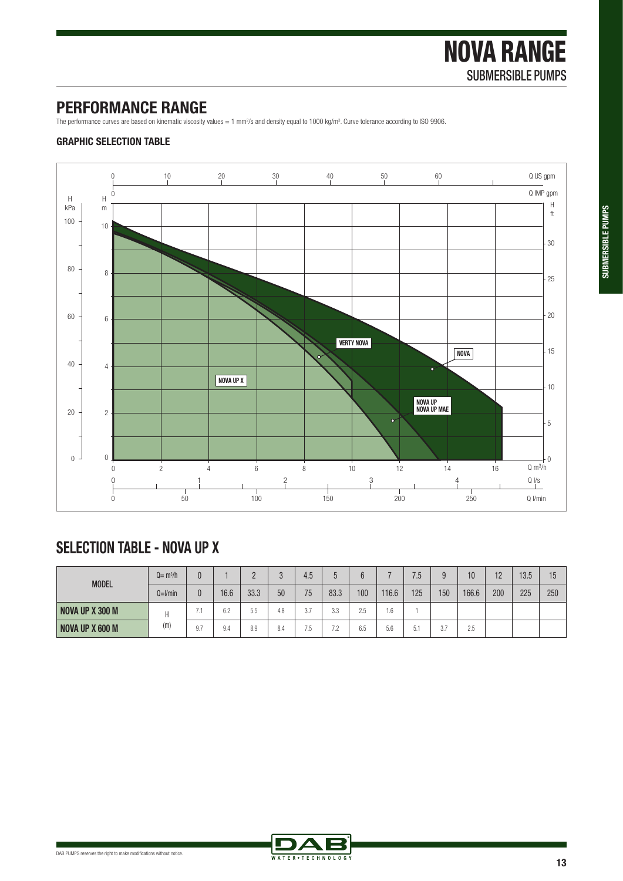# NOVA RANGE
SUBMERSIBLE PUMPS

## PERFORMANCE RANGE

The performance curves are based on kinematic viscosity values = 1 mm²/s and density equal to 1000 kg/m³. Curve tolerance according to ISO 9906.

### GRAPHIC SELECTION TABLE

## SELECTION TABLE - NOVA UP X

| MODEL | Q= m³/h | 0 | 1 | 2 | 3 | 4.5 | 5 | 6 | 7 | 7.5 | 9 | 10 | 12 | 13.5 | 15 |
|---|---|---|---|---|---|---|---|---|---|---|---|---|---|---|---|
| | Q=l/min | 0 | 16.6 | 33.3 | 50 | 75 | 83.3 | 100 | 116.6 | 125 | 150 | 166.6 | 200 | 225 | 250 |
| **NOVA UP X 300 M** | H (m) | 7.1 | 6.2 | 5.5 | 4.8 | 3.7 | 3.3 | 2.5 | 1.6 | 1 | | | | | |
| **NOVA UP X 600 M** | | 9.7 | 9.4 | 8.9 | 8.4 | 7.5 | 7.2 | 6.5 | 5.6 | 5.1 | 3.7 | 2.5 | | | |

DAB PUMPS reserves the right to make modifications without notice.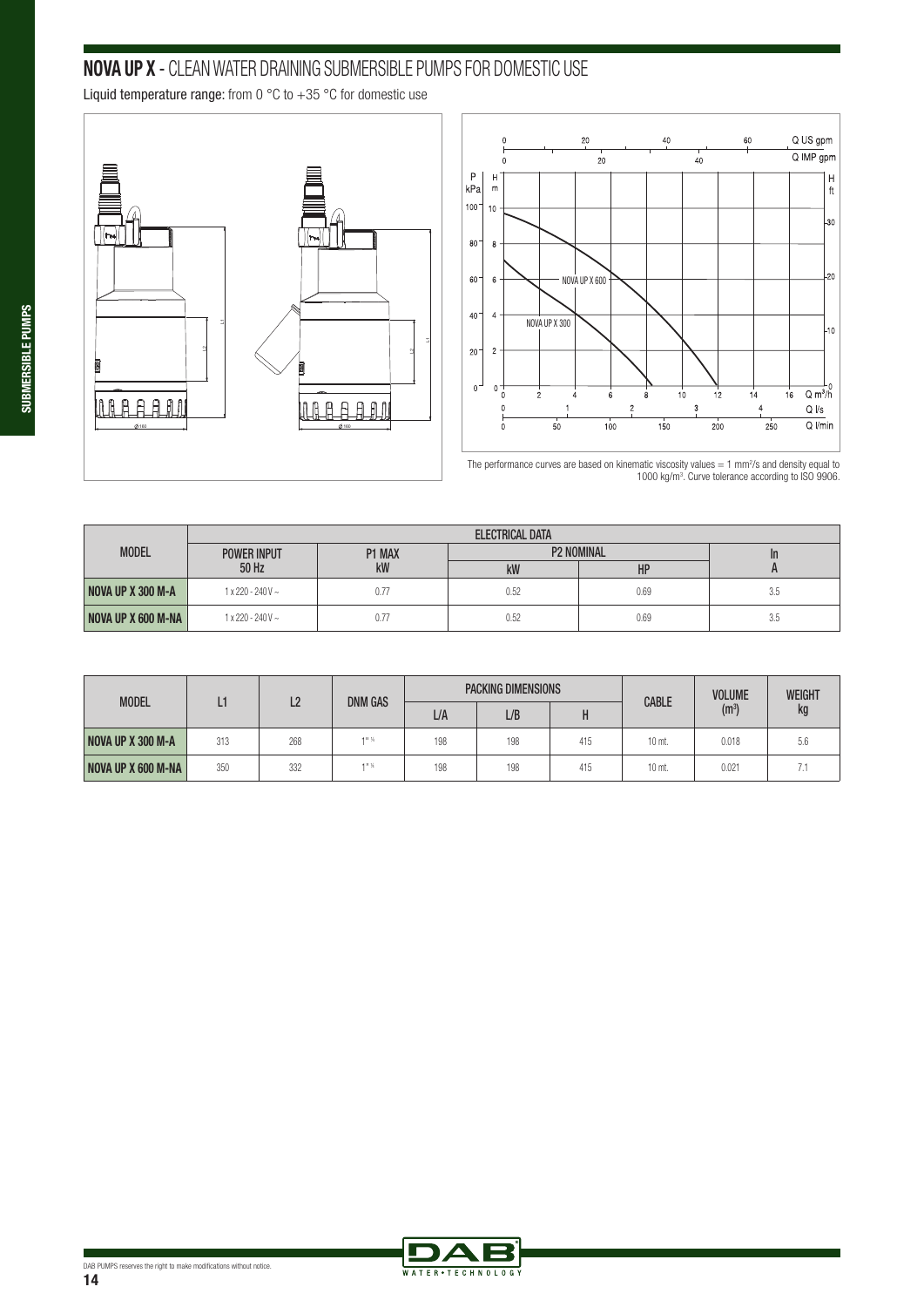## NOVA UP X - CLEAN WATER DRAINING SUBMERSIBLE PUMPS FOR DOMESTIC USE

**Liquid temperature range:** from 0 °C to +35 °C for domestic use

Q US gpm
0 20 40 60
Q IMP gpm
0 20 40
P kPa
H m
H ft
100 10
80 8 30
60 6 20
40 4
20 2 10
0 0 0
NOVA UP X 600
NOVA UP X 300
Q m³/h
0 2 4 6 8 10 12 14 16
Q l/s
0 1 2 3 4
Q l/min
0 50 100 150 200 250

The performance curves are based on kinematic viscosity values = 1 mm²/s and density equal to 1000 kg/m³. Curve tolerance according to ISO 9906.

| MODEL | ELECTRICAL DATA | | | | |
|---|---|---|---|---|---|
| | POWER INPUT 50 Hz | P1 MAX kW | P2 NOMINAL | | In A |
| | | | kW | HP | |
| **NOVA UP X 300 M-A** | 1 x 220 - 240 V ~ | 0.77 | 0.52 | 0.69 | 3.5 |
| **NOVA UP X 600 M-NA** | 1 x 220 - 240 V ~ | 0.77 | 0.52 | 0.69 | 3.5 |

| MODEL | L1 | L2 | DNM GAS | PACKING DIMENSIONS | | | CABLE | VOLUME (m³) | WEIGHT kg |
|---|---|---|---|---|---|---|---|---|---|
| | | | | L/A | L/B | H | | | |
| **NOVA UP X 300 M-A** | 313 | 268 | 1" ¼ | 198 | 198 | 415 | 10 mt. | 0.018 | 5.6 |
| **NOVA UP X 600 M-NA** | 350 | 332 | 1" ¼ | 198 | 198 | 415 | 10 mt. | 0.021 | 7.1 |

DAB PUMPS reserves the right to make modifications without notice.